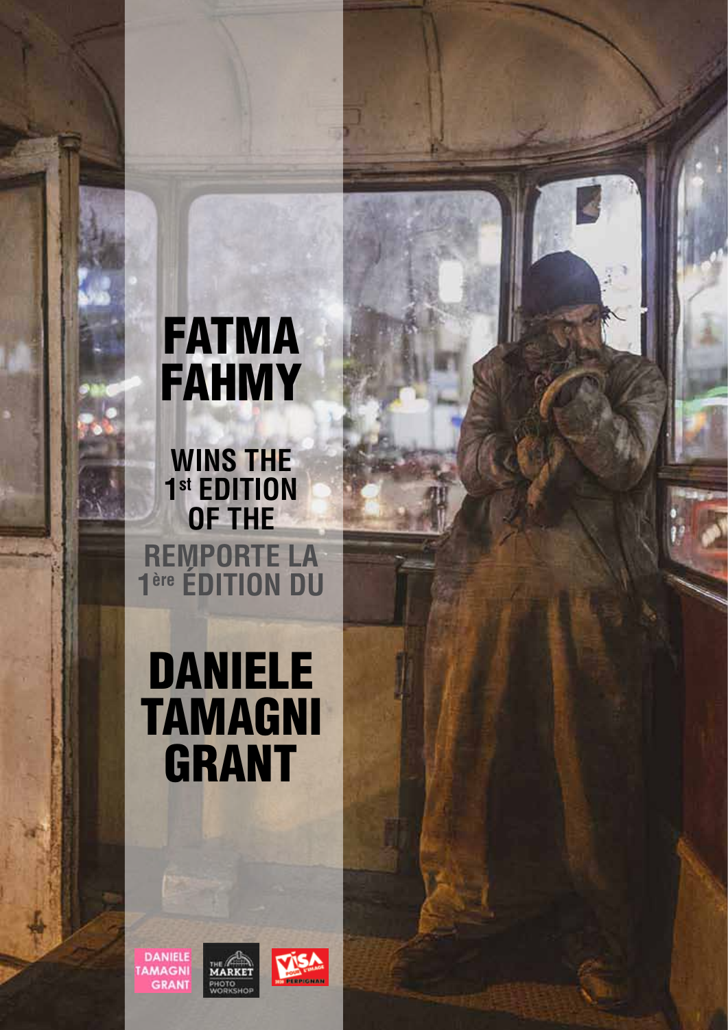# FATMA FAHMY

## WINS THE 1st EDITION OF THE

## REMPORTE LA 1ère ÉDITION DU

# DANIELE TAMAGNI GRANT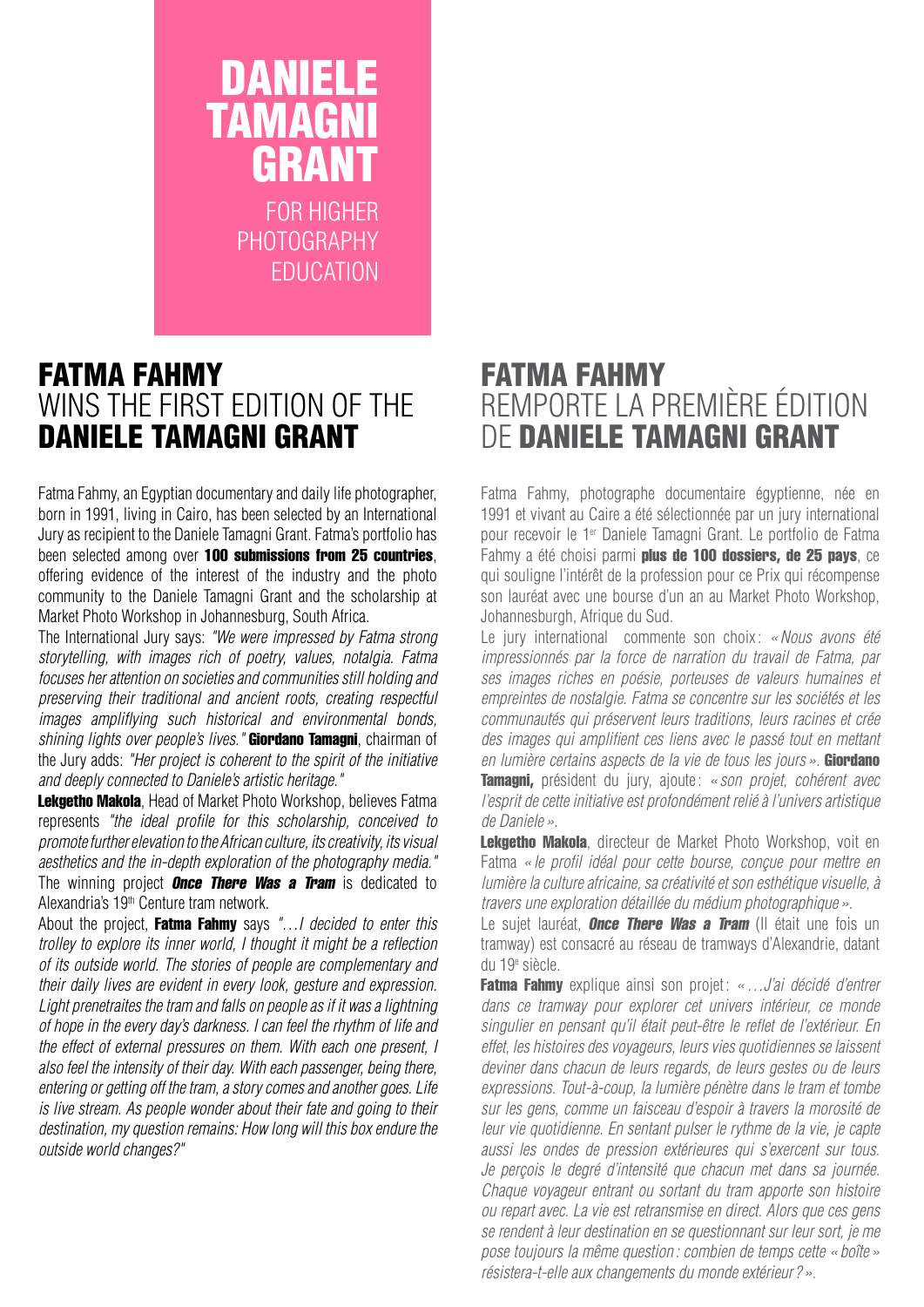# DANIELE TAMAGNI GRANT

FOR HIGHER PHOTOGRAPHY EDUCATION

## FATMA FAHMY WINS THE FIRST EDITION OF THE DANIELE TAMAGNI GRANT

Fatma Fahmy, an Egyptian documentary and daily life photographer, born in 1991, living in Cairo, has been selected by an International Jury as recipient to the Daniele Tamagni Grant. Fatma's portfolio has been selected among over **100 submissions from 25 countries**, offering evidence of the interest of the industry and the photo community to the Daniele Tamagni Grant and the scholarship at Market Photo Workshop in Johannesburg, South Africa.

The International Jury says: *"We were impressed by Fatma strong storytelling, with images rich of poetry, values, notalgia. Fatma focuses her attention on societies and communities still holding and preserving their traditional and ancient roots, creating respectful images amplifiying such historical and environmental bonds, shining lights over people's lives."* **Giordano Tamagni**, chairman of the Jury adds: *"Her project is coherent to the spirit of the initiative and deeply connected to Daniele's artistic heritage."*

**Lekgetho Makola**, Head of Market Photo Workshop, believes Fatma represents *"the ideal profile for this scholarship, conceived to promote further elevation to the African culture, its creativity, its visual aesthetics and the in-depth exploration of the photography media."*

The winning project ***Once There Was a Tram*** is dedicated to Alexandria's 19th Centure tram network.

About the project, **Fatma Fahmy** says *"…I decided to enter this trolley to explore its inner world, I thought it might be a reflection of its outside world. The stories of people are complementary and their daily lives are evident in every look, gesture and expression. Light penetraites the tram and falls on people as if it was a lightning of hope in the every day's darkness. I can feel the rhythm of life and the effect of external pressures on them. With each one present, I also feel the intensity of their day. With each passenger, being there, entering or getting off the tram, a story comes and another goes. Life is live stream. As people wonder about their fate and going to their destination, my question remains: How long will this box endure the outside world changes?"*

## FATMA FAHMY REMPORTE LA PREMIÈRE ÉDITION DE DANIELE TAMAGNI GRANT

Fatma Fahmy, photographe documentaire égyptienne, née en 1991 et vivant au Caire a été sélectionnée par un jury international pour recevoir le 1er Daniele Tamagni Grant. Le portfolio de Fatma Fahmy a été choisi parmi **plus de 100 dossiers, de 25 pays**, ce qui souligne l'intérêt de la profession pour ce Prix qui récompense son lauréat avec une bourse d'un an au Market Photo Workshop, Johannesburgh, Afrique du Sud.

Le jury international commente son choix : *« Nous avons été impressionnés par la force de narration du travail de Fatma, par ses images riches en poésie, porteuses de valeurs humaines et empreintes de nostalgie. Fatma se concentre sur les sociétés et les communautés qui préservent leurs traditions, leurs racines et crée des images qui amplifient ces liens avec le passé tout en mettant en lumière certains aspects de la vie de tous les jours ».* **Giordano Tamagni,** président du jury, ajoute : *« son projet, cohérent avec l'esprit de cette initiative est profondément relié à l'univers artistique de Daniele ».*

**Lekgetho Makola**, directeur de Market Photo Workshop, voit en Fatma *« le profil idéal pour cette bourse, conçue pour mettre en lumière la culture africaine, sa créativité et son esthétique visuelle, à travers une exploration détaillée du médium photographique ».*

Le sujet lauréat, ***Once There Was a Tram*** (Il était une fois un tramway) est consacré au réseau de tramways d'Alexandrie, datant du 19e siècle.

**Fatma Fahmy** explique ainsi son projet : *« …J'ai décidé d'entrer dans ce tramway pour explorer cet univers intérieur, ce monde singulier en pensant qu'il était peut-être le reflet de l'extérieur. En effet, les histoires des voyageurs, leurs vies quotidiennes se laissent deviner dans chacun de leurs regards, de leurs gestes ou de leurs expressions. Tout-à-coup, la lumière pénètre dans le tram et tombe sur les gens, comme un faisceau d'espoir à travers la morosité de leur vie quotidienne. En sentant pulser le rythme de la vie, je capte aussi les ondes de pression extérieures qui s'exercent sur tous. Je perçois le degré d'intensité que chacun met dans sa journée. Chaque voyageur entrant ou sortant du tram apporte son histoire ou repart avec. La vie est retransmise en direct. Alors que ces gens se rendent à leur destination en se questionnant sur leur sort, je me pose toujours la même question : combien de temps cette « boîte » résistera-t-elle aux changements du monde extérieur ? ».*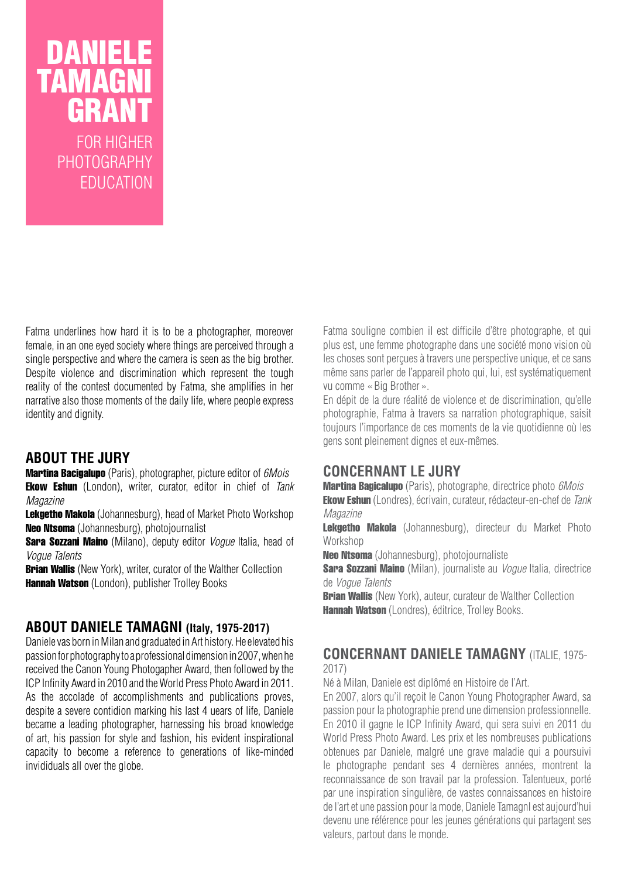# DANIELE TAMAGNI GRANT

FOR HIGHER PHOTOGRAPHY EDUCATION

Fatma underlines how hard it is to be a photographer, moreover female, in an one eyed society where things are perceived through a single perspective and where the camera is seen as the big brother. Despite violence and discrimination which represent the tough reality of the contest documented by Fatma, she amplifies in her narrative also those moments of the daily life, where people express identity and dignity.

## ABOUT THE JURY

**Martina Bacigalupo** (Paris), photographer, picture editor of *6Mois*
**Ekow Eshun** (London), writer, curator, editor in chief of *Tank Magazine*
**Lekgetho Makola** (Johannesburg), head of Market Photo Workshop
**Neo Ntsoma** (Johannesburg), photojournalist
**Sara Sozzani Maino** (Milano), deputy editor *Vogue* Italia, head of *Vogue Talents*
**Brian Wallis** (New York), writer, curator of the Walther Collection
**Hannah Watson** (London), publisher Trolley Books

## ABOUT DANIELE TAMAGNI (Italy, 1975-2017)

Daniele vas born in Milan and graduated in Art history. He elevated his passion for photography to a professional dimension in 2007, when he received the Canon Young Photogapher Award, then followed by the ICP Infinity Award in 2010 and the World Press Photo Award in 2011. As the accolade of accomplishments and publications proves, despite a severe contidion marking his last 4 uears of life, Daniele became a leading photographer, harnessing his broad knowledge of art, his passion for style and fashion, his evident inspirational capacity to become a reference to generations of like-minded invididuals all over the globe.

Fatma souligne combien il est difficile d'être photographe, et qui plus est, une femme photographe dans une société mono vision où les choses sont perçues à travers une perspective unique, et ce sans même sans parler de l'appareil photo qui, lui, est systématiquement vu comme « Big Brother ».
En dépit de la dure réalité de violence et de discrimination, qu'elle photographie, Fatma à travers sa narration photographique, saisit toujours l'importance de ces moments de la vie quotidienne où les gens sont pleinement dignes et eux-mêmes.

## CONCERNANT LE JURY

**Martina Bagicalupo** (Paris), photographe, directrice photo *6Mois*
**Ekow Eshun** (Londres), écrivain, curateur, rédacteur-en-chef de *Tank Magazine*
**Lekgetho Makola** (Johannesburg), directeur du Market Photo Workshop
**Neo Ntsoma** (Johannesburg), photojournaliste
**Sara Sozzani Maino** (Milan), journaliste au *Vogue* Italia, directrice de *Vogue Talents*
**Brian Wallis** (New York), auteur, curateur de Walther Collection
**Hannah Watson** (Londres), éditrice, Trolley Books.

## CONCERNANT DANIELE TAMAGNY (ITALIE, 1975-2017)

Né à Milan, Daniele est diplômé en Histoire de l'Art.
En 2007, alors qu'il reçoit le Canon Young Photographer Award, sa passion pour la photographie prend une dimension professionnelle. En 2010 il gagne le ICP Infinity Award, qui sera suivi en 2011 du World Press Photo Award. Les prix et les nombreuses publications obtenues par Daniele, malgré une grave maladie qui a poursuivi le photographe pendant ses 4 dernières années, montrent la reconnaissance de son travail par la profession. Talentueux, porté par une inspiration singulière, de vastes connaissances en histoire de l'art et une passion pour la mode, Daniele TamagnI est aujourd'hui devenu une référence pour les jeunes générations qui partagent ses valeurs, partout dans le monde.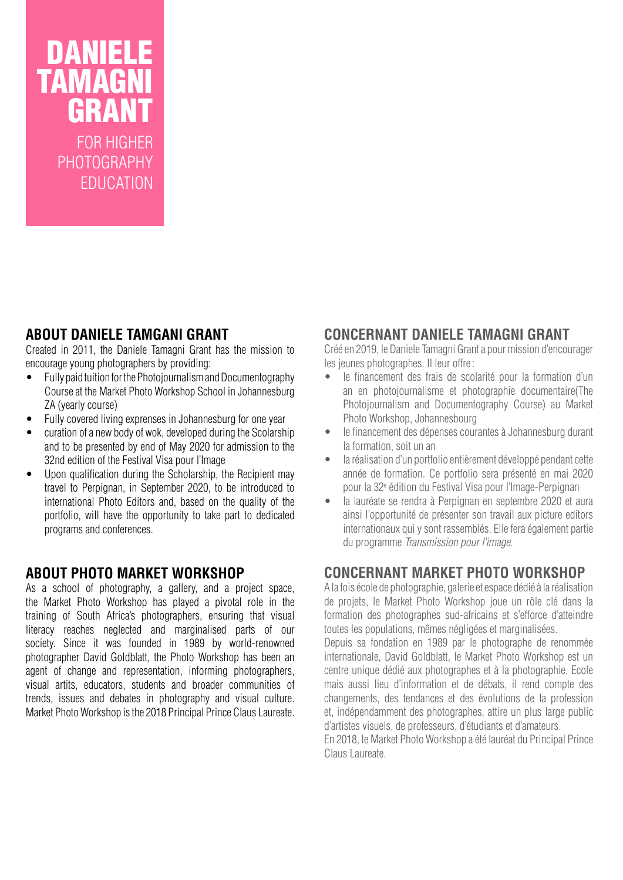# DANIELE TAMAGNI GRANT

FOR HIGHER PHOTOGRAPHY EDUCATION

## ABOUT DANIELE TAMGANI GRANT

Created in 2011, the Daniele Tamagni Grant has the mission to encourage young photographers by providing:

- Fully paid tuition for the Photojournalism and Documentography Course at the Market Photo Workshop School in Johannesburg ZA (yearly course)
- Fully covered living exprenses in Johannesburg for one year
- curation of a new body of wok, developed during the Scolarship and to be presented by end of May 2020 for admission to the 32nd edition of the Festival Visa pour l'Image
- Upon qualification during the Scholarship, the Recipient may travel to Perpignan, in September 2020, to be introduced to international Photo Editors and, based on the quality of the portfolio, will have the opportunity to take part to dedicated programs and conferences.

## ABOUT PHOTO MARKET WORKSHOP

As a school of photography, a gallery, and a project space, the Market Photo Workshop has played a pivotal role in the training of South Africa's photographers, ensuring that visual literacy reaches neglected and marginalised parts of our society. Since it was founded in 1989 by world-renowned photographer David Goldblatt, the Photo Workshop has been an agent of change and representation, informing photographers, visual artits, educators, students and broader communities of trends, issues and debates in photography and visual culture. Market Photo Workshop is the 2018 Principal Prince Claus Laureate.

## CONCERNANT DANIELE TAMAGNI GRANT

Créé en 2019, le Daniele Tamagni Grant a pour mission d'encourager les jeunes photographes. Il leur offre :

- le financement des frais de scolarité pour la formation d'un an en photojournalisme et photographie documentaire(The Photojournalism and Documentography Course) au Market Photo Workshop, Johannesbourg
- le financement des dépenses courantes à Johannesburg durant la formation, soit un an
- la réalisation d'un portfolio entièrement développé pendant cette année de formation. Ce portfolio sera présenté en mai 2020 pour la 32[e] édition du Festival Visa pour l'Image-Perpignan
- la lauréate se rendra à Perpignan en septembre 2020 et aura ainsi l'opportunité de présenter son travail aux picture editors internationaux qui y sont rassemblés. Elle fera également partie du programme *Transmission pour l'image.*

## CONCERNANT MARKET PHOTO WORKSHOP

A la fois école de photographie, galerie et espace dédié à la réalisation de projets, le Market Photo Workshop joue un rôle clé dans la formation des photographes sud-africains et s'efforce d'atteindre toutes les populations, mêmes négligées et marginalisées.

Depuis sa fondation en 1989 par le photographe de renommée internationale, David Goldblatt, le Market Photo Workshop est un centre unique dédié aux photographes et à la photographie. Ecole mais aussi lieu d'information et de débats, il rend compte des changements, des tendances et des évolutions de la profession et, indépendamment des photographes, attire un plus large public d'artistes visuels, de professeurs, d'étudiants et d'amateurs.

En 2018, le Market Photo Workshop a été lauréat du Principal Prince Claus Laureate.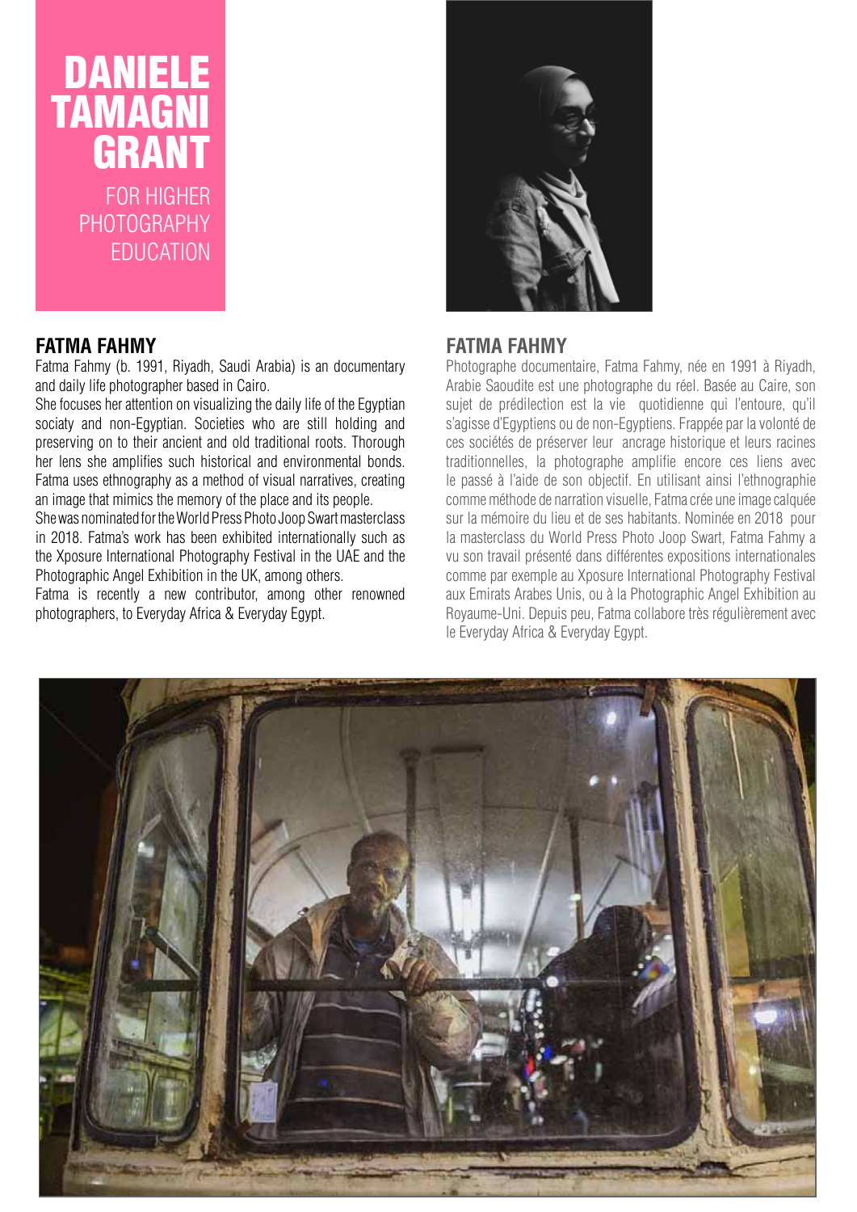# DANIELE TAMAGNI GRANT

FOR HIGHER PHOTOGRAPHY EDUCATION

## FATMA FAHMY

Fatma Fahmy (b. 1991, Riyadh, Saudi Arabia) is an documentary and daily life photographer based in Cairo.

She focuses her attention on visualizing the daily life of the Egyptian sociaty and non-Egyptian. Societies who are still holding and preserving on to their ancient and old traditional roots. Thorough her lens she amplifies such historical and environmental bonds. Fatma uses ethnography as a method of visual narratives, creating an image that mimics the memory of the place and its people.

She was nominated for the World Press Photo Joop Swart masterclass in 2018. Fatma's work has been exhibited internationally such as the Xposure International Photography Festival in the UAE and the Photographic Angel Exhibition in the UK, among others.

Fatma is recently a new contributor, among other renowned photographers, to Everyday Africa & Everyday Egypt.

## FATMA FAHMY

Photographe documentaire, Fatma Fahmy, née en 1991 à Riyadh, Arabie Saoudite est une photographe du réel. Basée au Caire, son sujet de prédilection est la vie quotidienne qui l'entoure, qu'il s'agisse d'Egyptiens ou de non-Egyptiens. Frappée par la volonté de ces sociétés de préserver leur ancrage historique et leurs racines traditionnelles, la photographe amplifie encore ces liens avec le passé à l'aide de son objectif. En utilisant ainsi l'ethnographie comme méthode de narration visuelle, Fatma crée une image calquée sur la mémoire du lieu et de ses habitants. Nominée en 2018 pour la masterclass du World Press Photo Joop Swart, Fatma Fahmy a vu son travail présenté dans différentes expositions internationales comme par exemple au Xposure International Photography Festival aux Emirats Arabes Unis, ou à la Photographic Angel Exhibition au Royaume-Uni. Depuis peu, Fatma collabore très régulièrement avec le Everyday Africa & Everyday Egypt.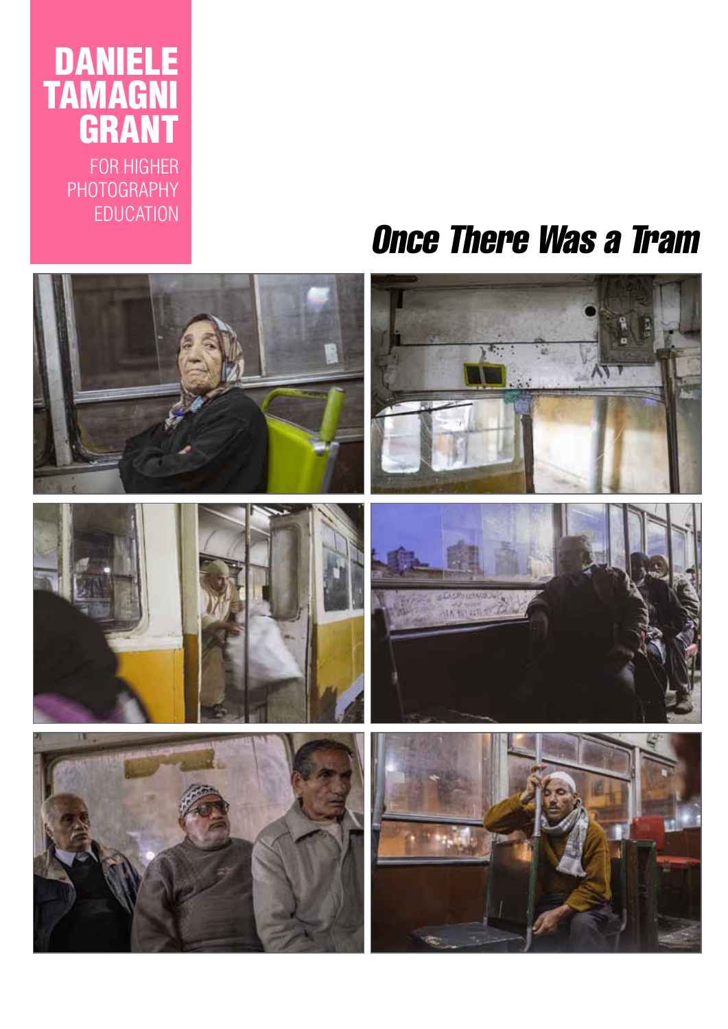**DANIELE TAMAGNI GRANT**

FOR HIGHER PHOTOGRAPHY EDUCATION

# *Once There Was a Tram*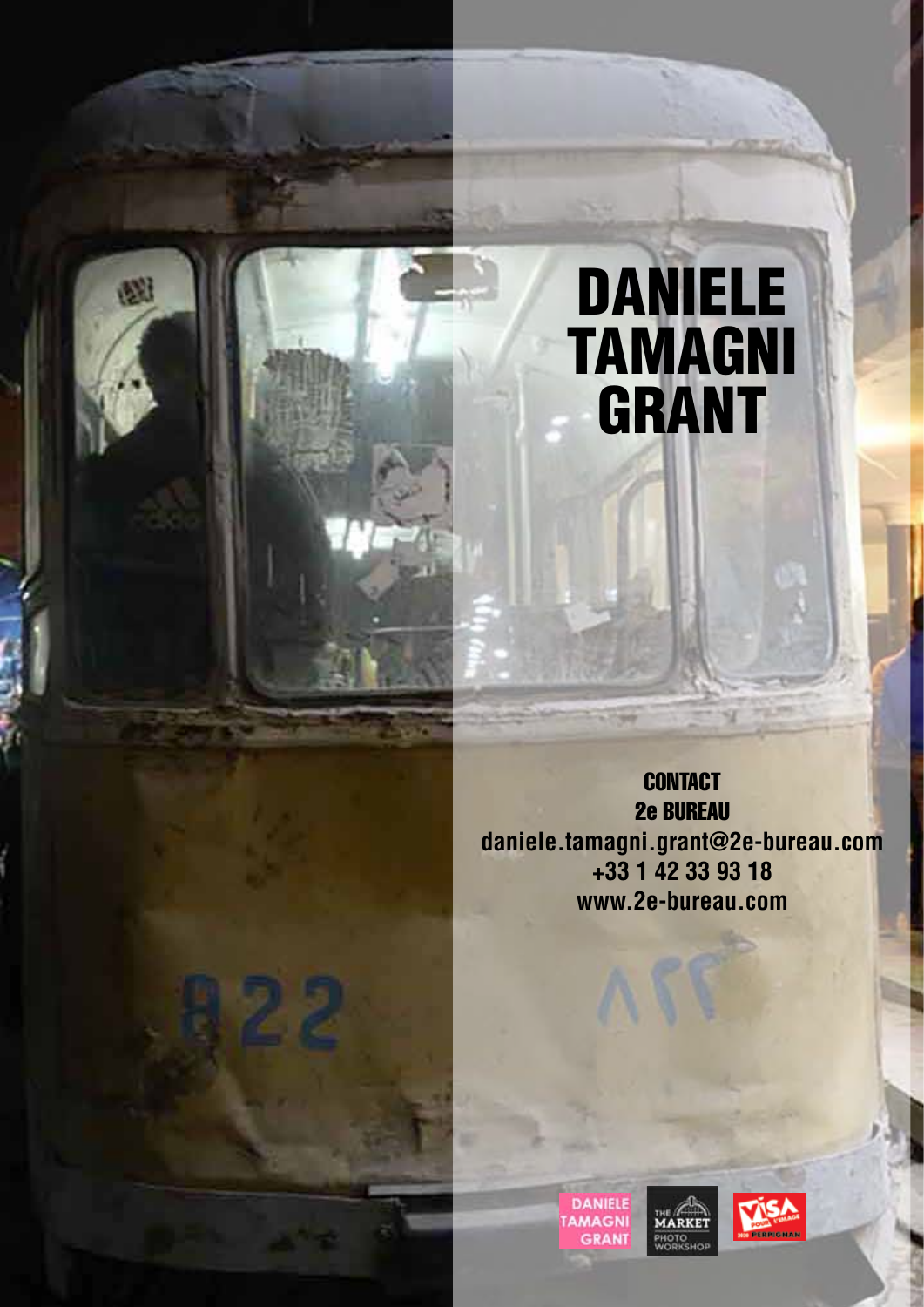# DANIELE TAMAGNI GRANT

**CONTACT**
**2e BUREAU**
**daniele.tamagni.grant@2e-bureau.com**
**+33 1 42 33 93 18**
**www.2e-bureau.com**

DANIELE TAMAGNI GRANT

THE MARKET PHOTO WORKSHOP

VISA POUR L'IMAGE 2020 PERPIGNAN